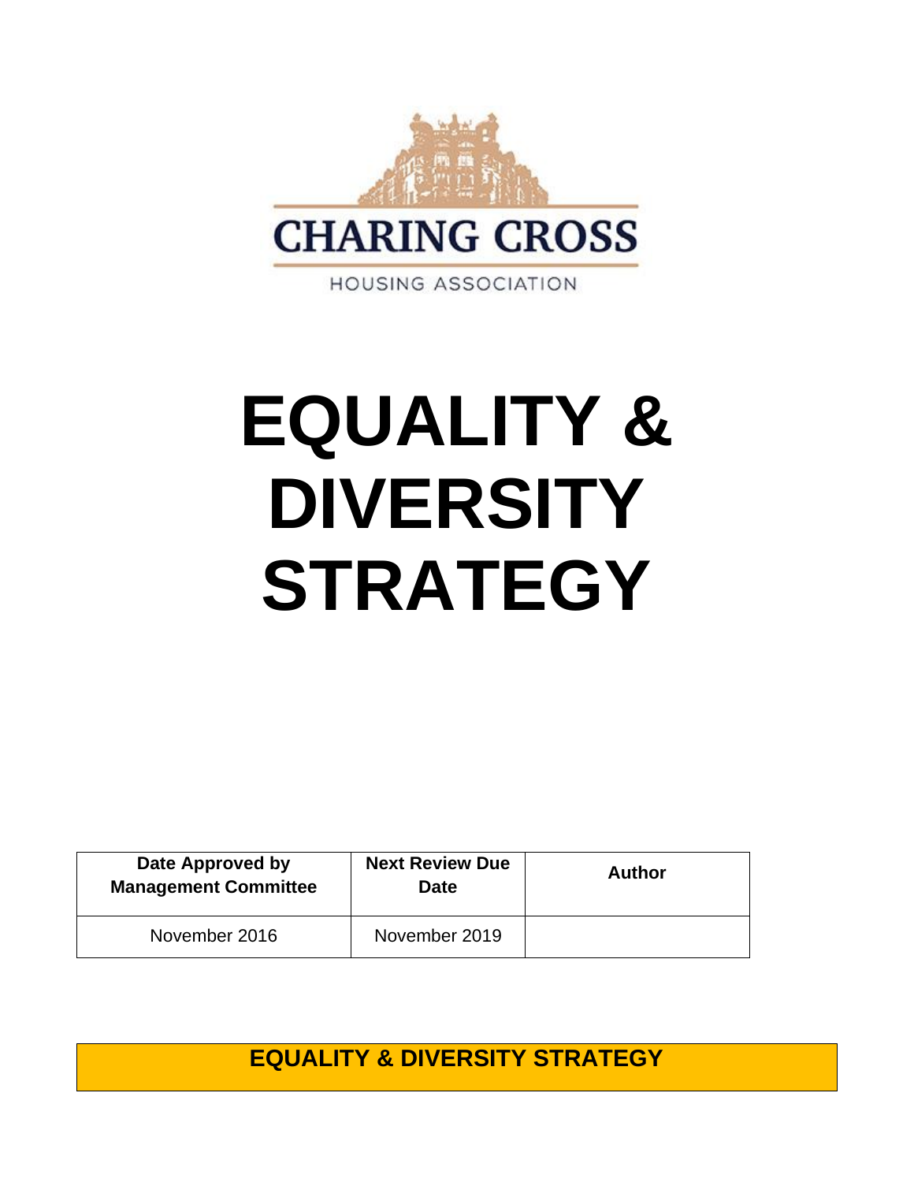CHARING CROSS

HOUSING ASSOCIATION

# EQUALITY & DIVERSITY STRATEGY

| Date Approved by Management Committee | Next Review Due Date | Author |
|---|---|---|
| November 2016 | November 2019 | |

## EQUALITY & DIVERSITY STRATEGY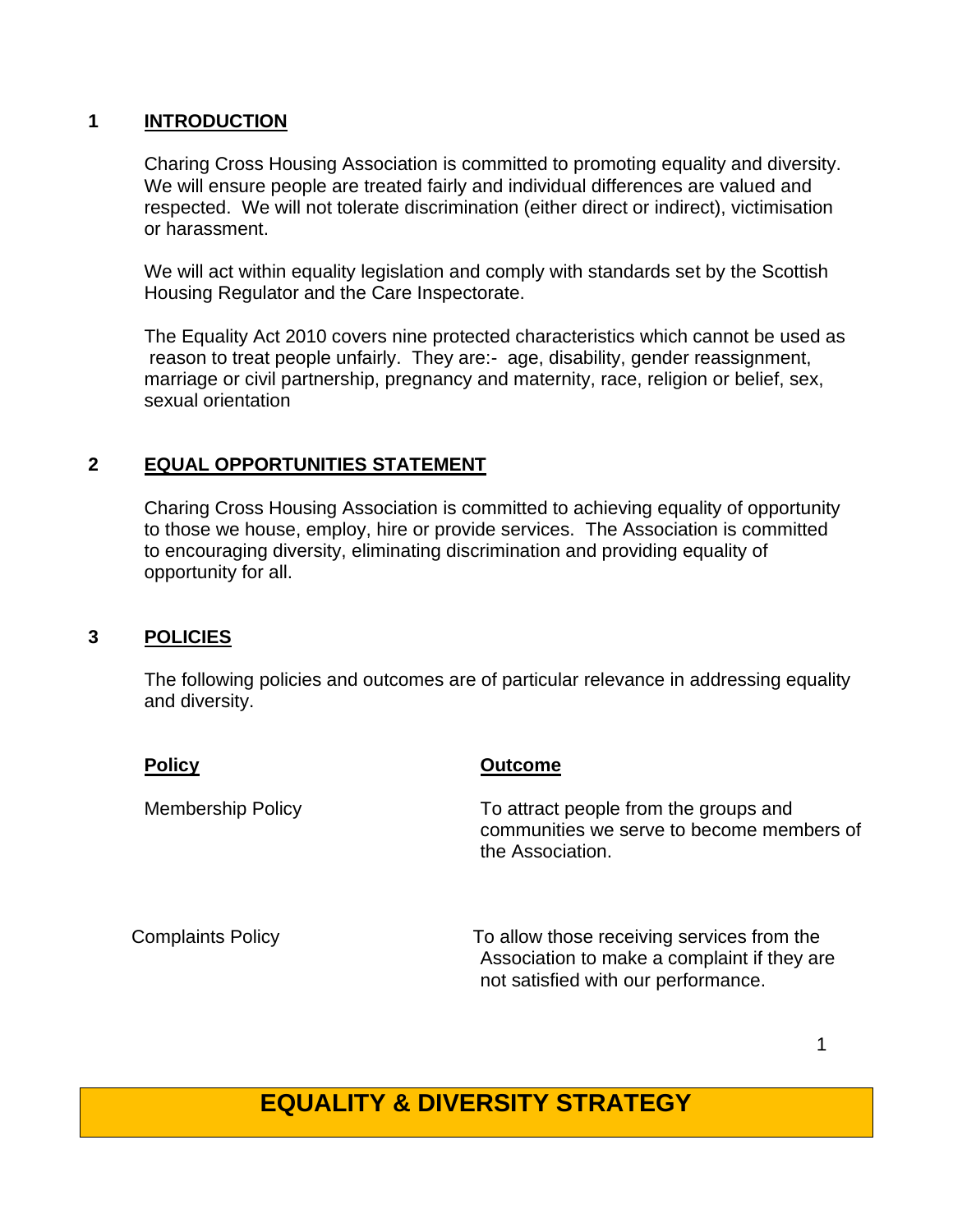## 1 INTRODUCTION

Charing Cross Housing Association is committed to promoting equality and diversity. We will ensure people are treated fairly and individual differences are valued and respected. We will not tolerate discrimination (either direct or indirect), victimisation or harassment.

We will act within equality legislation and comply with standards set by the Scottish Housing Regulator and the Care Inspectorate.

The Equality Act 2010 covers nine protected characteristics which cannot be used as reason to treat people unfairly. They are:- age, disability, gender reassignment, marriage or civil partnership, pregnancy and maternity, race, religion or belief, sex, sexual orientation

## 2 EQUAL OPPORTUNITIES STATEMENT

Charing Cross Housing Association is committed to achieving equality of opportunity to those we house, employ, hire or provide services. The Association is committed to encouraging diversity, eliminating discrimination and providing equality of opportunity for all.

## 3 POLICIES

The following policies and outcomes are of particular relevance in addressing equality and diversity.

| Policy | Outcome |
| --- | --- |
| Membership Policy | To attract people from the groups and communities we serve to become members of the Association. |
| Complaints Policy | To allow those receiving services from the Association to make a complaint if they are not satisfied with our performance. |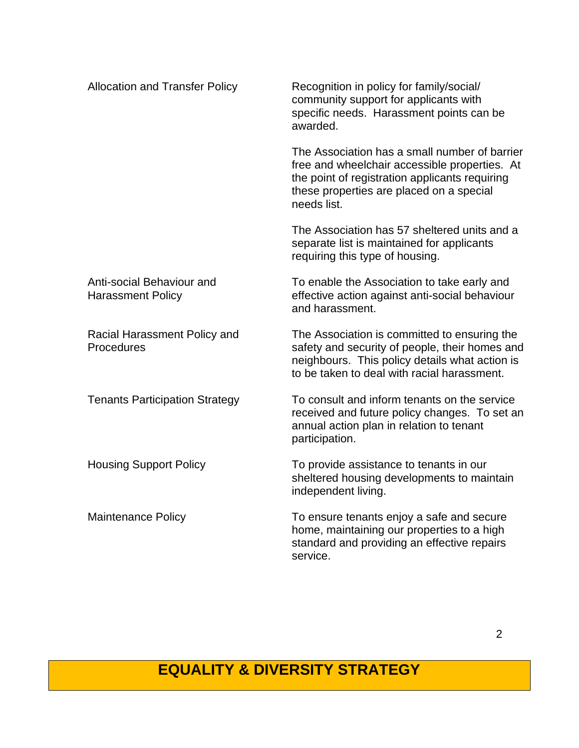| | |
|---|---|
| Allocation and Transfer Policy | Recognition in policy for family/social/ community support for applicants with specific needs. Harassment points can be awarded.<br><br>The Association has a small number of barrier free and wheelchair accessible properties. At the point of registration applicants requiring these properties are placed on a special needs list.<br><br>The Association has 57 sheltered units and a separate list is maintained for applicants requiring this type of housing. |
| Anti-social Behaviour and Harassment Policy | To enable the Association to take early and effective action against anti-social behaviour and harassment. |
| Racial Harassment Policy and Procedures | The Association is committed to ensuring the safety and security of people, their homes and neighbours. This policy details what action is to be taken to deal with racial harassment. |
| Tenants Participation Strategy | To consult and inform tenants on the service received and future policy changes. To set an annual action plan in relation to tenant participation. |
| Housing Support Policy | To provide assistance to tenants in our sheltered housing developments to maintain independent living. |
| Maintenance Policy | To ensure tenants enjoy a safe and secure home, maintaining our properties to a high standard and providing an effective repairs service. |

**EQUALITY & DIVERSITY STRATEGY**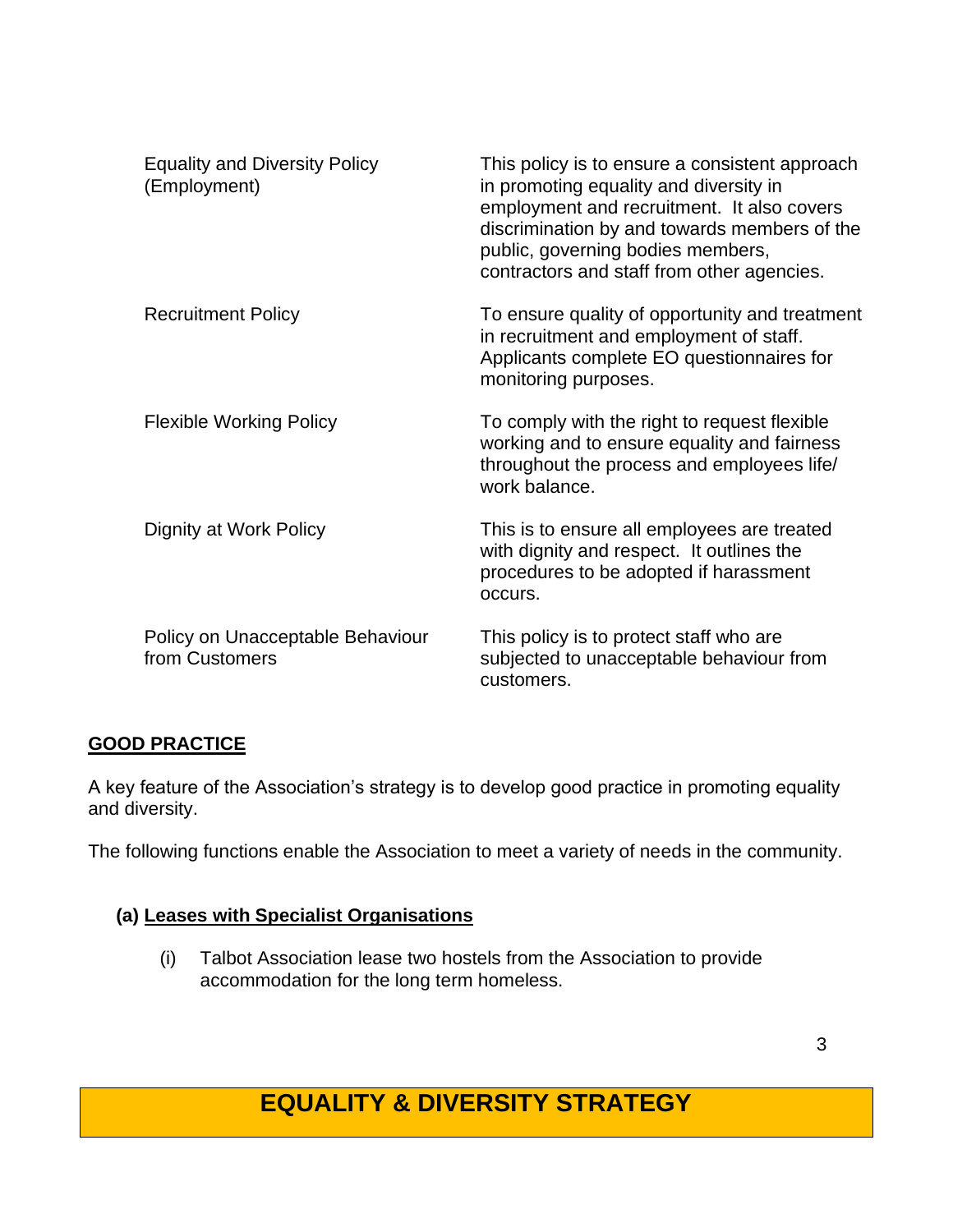| | |
|---|---|
| Equality and Diversity Policy (Employment) | This policy is to ensure a consistent approach in promoting equality and diversity in employment and recruitment. It also covers discrimination by and towards members of the public, governing bodies members, contractors and staff from other agencies. |
| Recruitment Policy | To ensure quality of opportunity and treatment in recruitment and employment of staff. Applicants complete EO questionnaires for monitoring purposes. |
| Flexible Working Policy | To comply with the right to request flexible working and to ensure equality and fairness throughout the process and employees life/ work balance. |
| Dignity at Work Policy | This is to ensure all employees are treated with dignity and respect. It outlines the procedures to be adopted if harassment occurs. |
| Policy on Unacceptable Behaviour from Customers | This policy is to protect staff who are subjected to unacceptable behaviour from customers. |

## GOOD PRACTICE

A key feature of the Association's strategy is to develop good practice in promoting equality and diversity.

The following functions enable the Association to meet a variety of needs in the community.

### (a) Leases with Specialist Organisations

(i) Talbot Association lease two hostels from the Association to provide accommodation for the long term homeless.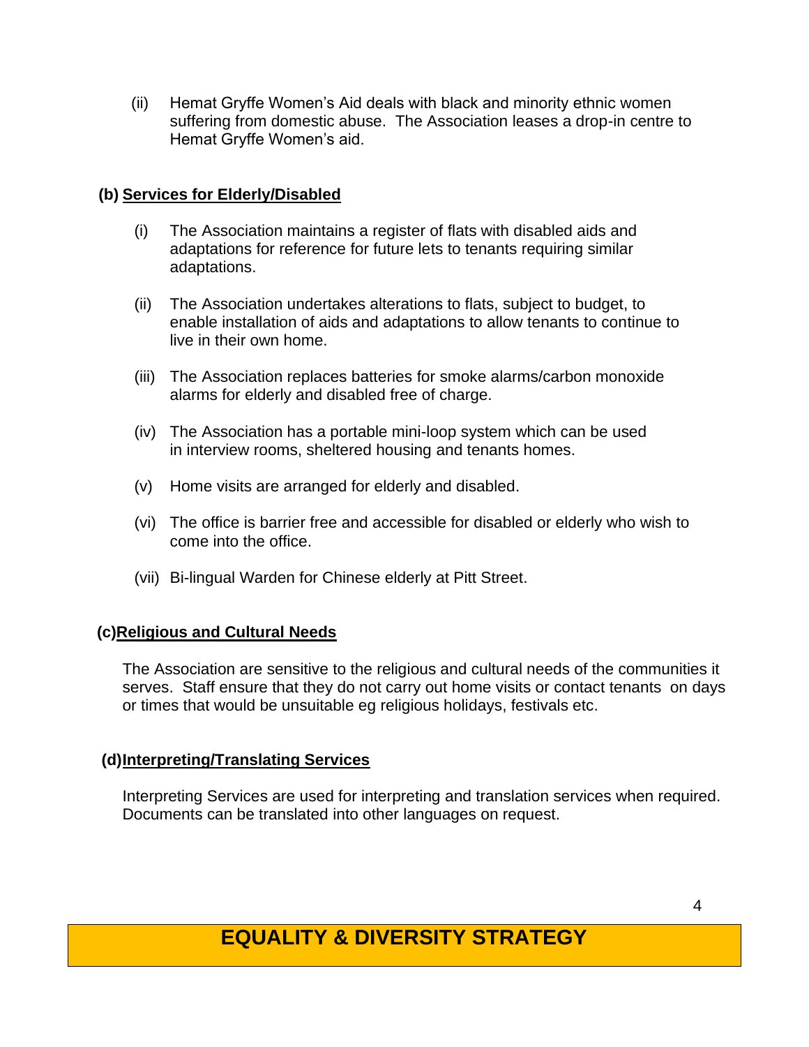(ii) Hemat Gryffe Women's Aid deals with black and minority ethnic women suffering from domestic abuse. The Association leases a drop-in centre to Hemat Gryffe Women's aid.

**(b) Services for Elderly/Disabled**

(i) The Association maintains a register of flats with disabled aids and adaptations for reference for future lets to tenants requiring similar adaptations.

(ii) The Association undertakes alterations to flats, subject to budget, to enable installation of aids and adaptations to allow tenants to continue to live in their own home.

(iii) The Association replaces batteries for smoke alarms/carbon monoxide alarms for elderly and disabled free of charge.

(iv) The Association has a portable mini-loop system which can be used in interview rooms, sheltered housing and tenants homes.

(v) Home visits are arranged for elderly and disabled.

(vi) The office is barrier free and accessible for disabled or elderly who wish to come into the office.

(vii) Bi-lingual Warden for Chinese elderly at Pitt Street.

**(c) Religious and Cultural Needs**

The Association are sensitive to the religious and cultural needs of the communities it serves. Staff ensure that they do not carry out home visits or contact tenants on days or times that would be unsuitable eg religious holidays, festivals etc.

**(d) Interpreting/Translating Services**

Interpreting Services are used for interpreting and translation services when required. Documents can be translated into other languages on request.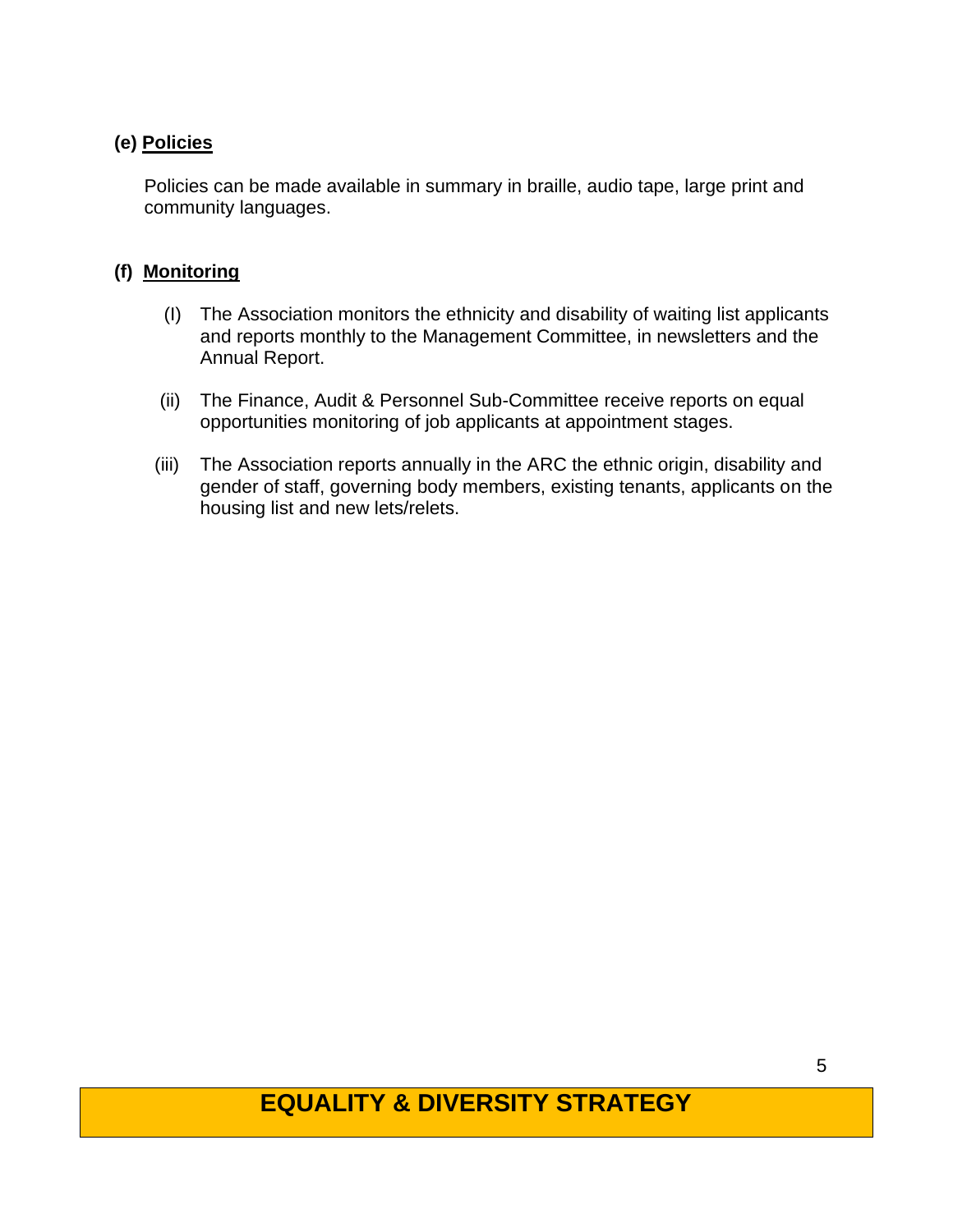**(e) Policies**

Policies can be made available in summary in braille, audio tape, large print and community languages.

**(f) Monitoring**

(I) The Association monitors the ethnicity and disability of waiting list applicants and reports monthly to the Management Committee, in newsletters and the Annual Report.

(ii) The Finance, Audit & Personnel Sub-Committee receive reports on equal opportunities monitoring of job applicants at appointment stages.

(iii) The Association reports annually in the ARC the ethnic origin, disability and gender of staff, governing body members, existing tenants, applicants on the housing list and new lets/relets.